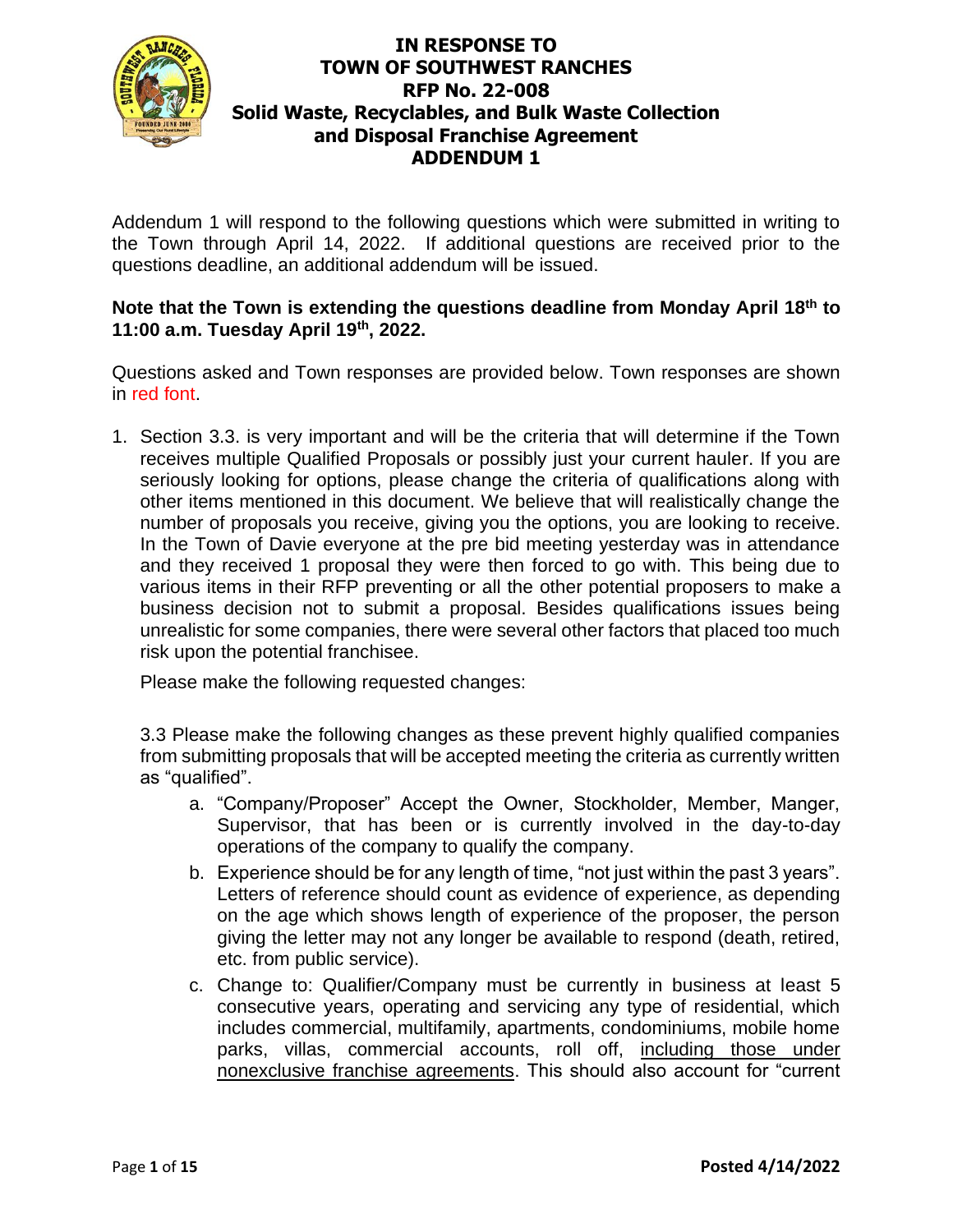# IN RESPONSE TO TOWN OF SOUTHWEST RANCHES RFP No. 22-008 Solid Waste, Recyclables, and Bulk Waste Collection and Disposal Franchise Agreement ADDENDUM 1

Addendum 1 will respond to the following questions which were submitted in writing to the Town through April 14, 2022. If additional questions are received prior to the questions deadline, an additional addendum will be issued.

**Note that the Town is extending the questions deadline from Monday April 18th to 11:00 a.m. Tuesday April 19th, 2022.**

Questions asked and Town responses are provided below. Town responses are shown in red font.

1. Section 3.3. is very important and will be the criteria that will determine if the Town receives multiple Qualified Proposals or possibly just your current hauler. If you are seriously looking for options, please change the criteria of qualifications along with other items mentioned in this document. We believe that will realistically change the number of proposals you receive, giving you the options, you are looking to receive. In the Town of Davie everyone at the pre bid meeting yesterday was in attendance and they received 1 proposal they were then forced to go with. This being due to various items in their RFP preventing or all the other potential proposers to make a business decision not to submit a proposal. Besides qualifications issues being unrealistic for some companies, there were several other factors that placed too much risk upon the potential franchisee.

   Please make the following requested changes:

   3.3 Please make the following changes as these prevent highly qualified companies from submitting proposals that will be accepted meeting the criteria as currently written as "qualified".

   a. "Company/Proposer" Accept the Owner, Stockholder, Member, Manger, Supervisor, that has been or is currently involved in the day-to-day operations of the company to qualify the company.
   b. Experience should be for any length of time, "not just within the past 3 years". Letters of reference should count as evidence of experience, as depending on the age which shows length of experience of the proposer, the person giving the letter may not any longer be available to respond (death, retired, etc. from public service).
   c. Change to: Qualifier/Company must be currently in business at least 5 consecutive years, operating and servicing any type of residential, which includes commercial, multifamily, apartments, condominiums, mobile home parks, villas, commercial accounts, roll off, including those under nonexclusive franchise agreements. This should also account for "current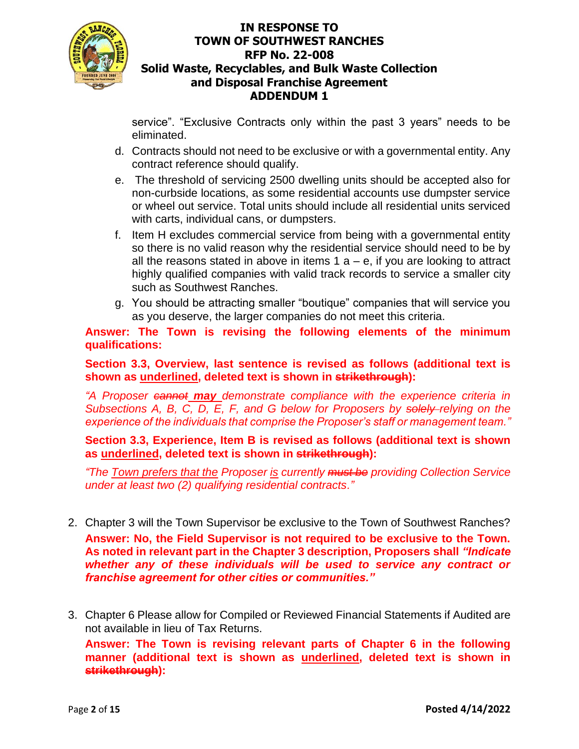service". "Exclusive Contracts only within the past 3 years" needs to be eliminated.

d. Contracts should not need to be exclusive or with a governmental entity. Any contract reference should qualify.

e. The threshold of servicing 2500 dwelling units should be accepted also for non-curbside locations, as some residential accounts use dumpster service or wheel out service. Total units should include all residential units serviced with carts, individual cans, or dumpsters.

f. Item H excludes commercial service from being with a governmental entity so there is no valid reason why the residential service should need to be by all the reasons stated in above in items 1 a – e, if you are looking to attract highly qualified companies with valid track records to service a smaller city such as Southwest Ranches.

g. You should be attracting smaller "boutique" companies that will service you as you deserve, the larger companies do not meet this criteria.

**Answer: The Town is revising the following elements of the minimum qualifications:**

**Section 3.3, Overview, last sentence is revised as follows (additional text is shown as <u>underlined</u>, deleted text is shown in ~~strikethrough~~):**

*"A Proposer ~~cannot~~ **<u>may</u>** demonstrate compliance with the experience criteria in Subsections A, B, C, D, E, F, and G below for Proposers by ~~solely~~ relying on the experience of the individuals that comprise the Proposer's staff or management team."*

**Section 3.3, Experience, Item B is revised as follows (additional text is shown as <u>underlined</u>, deleted text is shown in ~~strikethrough~~):**

*"The <u>Town prefers that the</u> Proposer <u>is</u> currently ~~must be~~ providing Collection Service under at least two (2) qualifying residential contracts."*

2. Chapter 3 will the Town Supervisor be exclusive to the Town of Southwest Ranches?

   **Answer: No, the Field Supervisor is not required to be exclusive to the Town. As noted in relevant part in the Chapter 3 description, Proposers shall *"Indicate whether any of these individuals will be used to service any contract or franchise agreement for other cities or communities."***

3. Chapter 6 Please allow for Compiled or Reviewed Financial Statements if Audited are not available in lieu of Tax Returns.

   **Answer: The Town is revising relevant parts of Chapter 6 in the following manner (additional text is shown as <u>underlined</u>, deleted text is shown in ~~strikethrough~~):**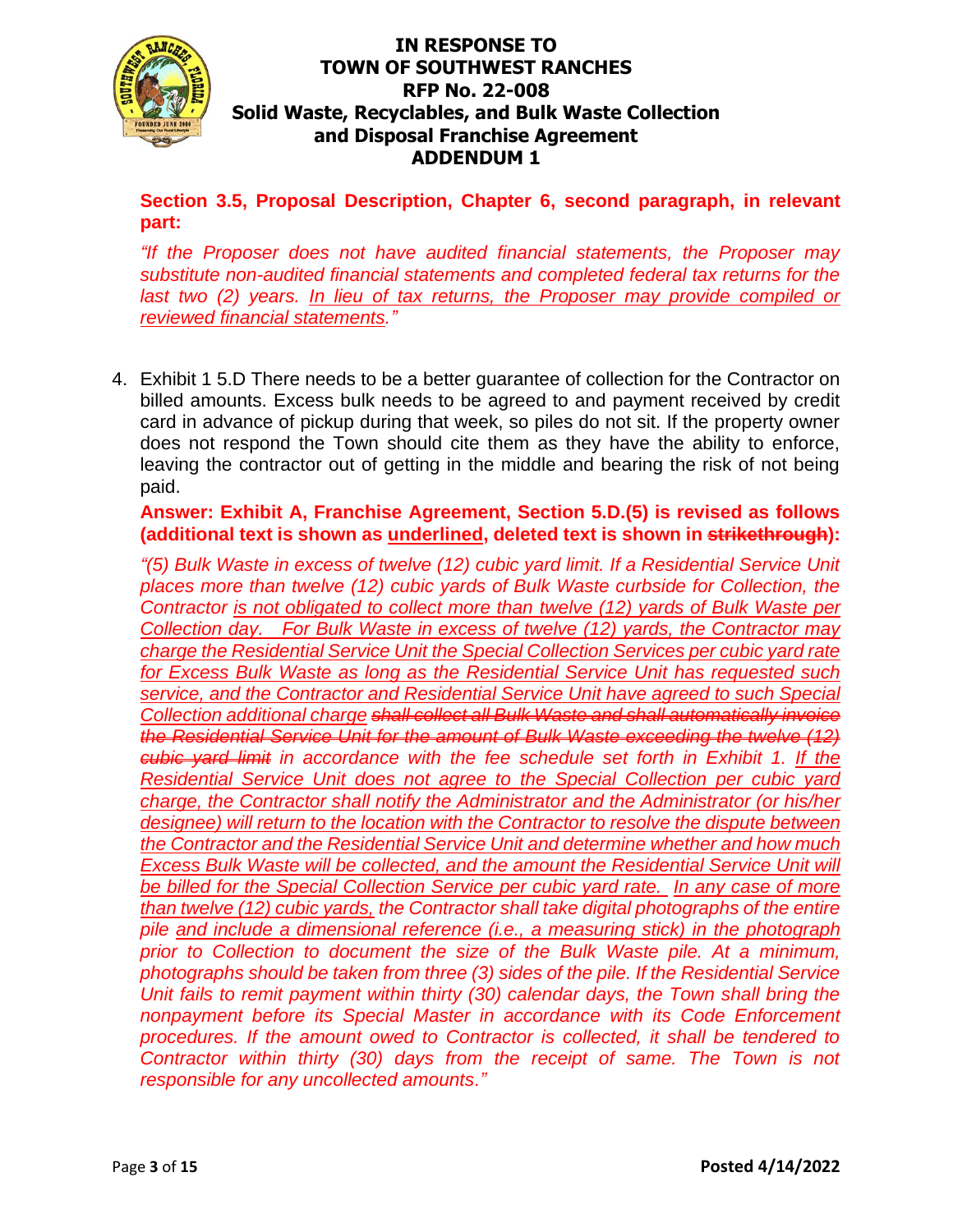**Section 3.5, Proposal Description, Chapter 6, second paragraph, in relevant part:**

*"If the Proposer does not have audited financial statements, the Proposer may substitute non-audited financial statements and completed federal tax returns for the last two (2) years. <u>In lieu of tax returns, the Proposer may provide compiled or reviewed financial statements</u>."*

4. Exhibit 1 5.D There needs to be a better guarantee of collection for the Contractor on billed amounts. Excess bulk needs to be agreed to and payment received by credit card in advance of pickup during that week, so piles do not sit. If the property owner does not respond the Town should cite them as they have the ability to enforce, leaving the contractor out of getting in the middle and bearing the risk of not being paid.

   **Answer: Exhibit A, Franchise Agreement, Section 5.D.(5) is revised as follows (additional text is shown as <u>underlined</u>, deleted text is shown in ~~strikethrough~~):**

   *"(5) Bulk Waste in excess of twelve (12) cubic yard limit. If a Residential Service Unit places more than twelve (12) cubic yards of Bulk Waste curbside for Collection, the Contractor <u>is not obligated to collect more than twelve (12) yards of Bulk Waste per Collection day. For Bulk Waste in excess of twelve (12) yards, the Contractor may charge the Residential Service Unit the Special Collection Services per cubic yard rate for Excess Bulk Waste as long as the Residential Service Unit has requested such service, and the Contractor and Residential Service Unit have agreed to such Special Collection additional charge</u> ~~shall collect all Bulk Waste and shall automatically invoice the Residential Service Unit for the amount of Bulk Waste exceeding the twelve (12) cubic yard limit~~ in accordance with the fee schedule set forth in Exhibit 1. <u>If the Residential Service Unit does not agree to the Special Collection per cubic yard charge, the Contractor shall notify the Administrator and the Administrator (or his/her designee) will return to the location with the Contractor to resolve the dispute between the Contractor and the Residential Service Unit and determine whether and how much Excess Bulk Waste will be collected, and the amount the Residential Service Unit will be billed for the Special Collection Service per cubic yard rate. In any case of more than twelve (12) cubic yards,</u> the Contractor shall take digital photographs of the entire pile <u>and include a dimensional reference (i.e., a measuring stick) in the photograph</u> prior to Collection to document the size of the Bulk Waste pile. At a minimum, photographs should be taken from three (3) sides of the pile. If the Residential Service Unit fails to remit payment within thirty (30) calendar days, the Town shall bring the nonpayment before its Special Master in accordance with its Code Enforcement procedures. If the amount owed to Contractor is collected, it shall be tendered to Contractor within thirty (30) days from the receipt of same. The Town is not responsible for any uncollected amounts."*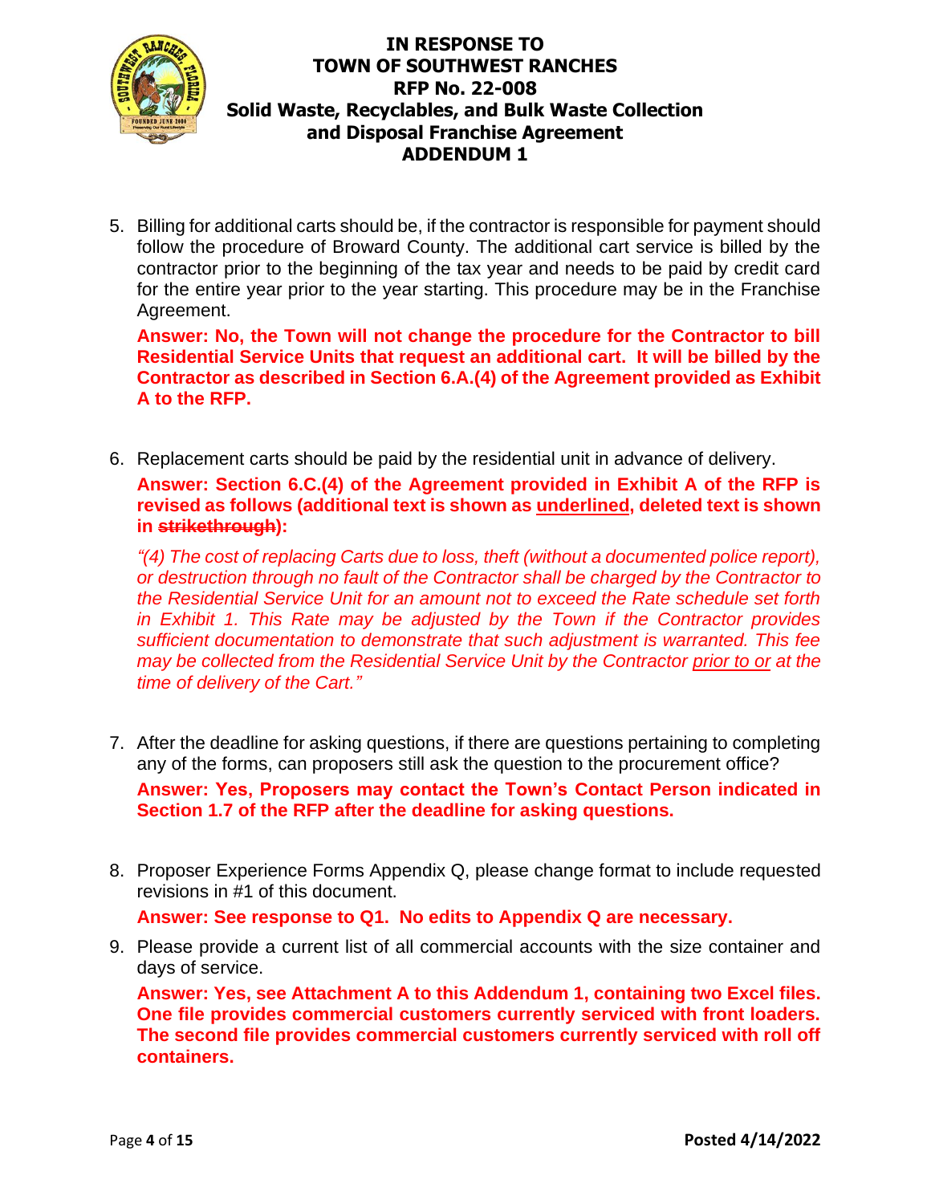5. Billing for additional carts should be, if the contractor is responsible for payment should follow the procedure of Broward County. The additional cart service is billed by the contractor prior to the beginning of the tax year and needs to be paid by credit card for the entire year prior to the year starting. This procedure may be in the Franchise Agreement.

   **Answer: No, the Town will not change the procedure for the Contractor to bill Residential Service Units that request an additional cart. It will be billed by the Contractor as described in Section 6.A.(4) of the Agreement provided as Exhibit A to the RFP.**

6. Replacement carts should be paid by the residential unit in advance of delivery.

   **Answer: Section 6.C.(4) of the Agreement provided in Exhibit A of the RFP is revised as follows (additional text is shown as <u>underlined</u>, deleted text is shown in ~~strikethrough~~):**

   *"(4) The cost of replacing Carts due to loss, theft (without a documented police report), or destruction through no fault of the Contractor shall be charged by the Contractor to the Residential Service Unit for an amount not to exceed the Rate schedule set forth in Exhibit 1. This Rate may be adjusted by the Town if the Contractor provides sufficient documentation to demonstrate that such adjustment is warranted. This fee may be collected from the Residential Service Unit by the Contractor <u>prior to or</u> at the time of delivery of the Cart."*

7. After the deadline for asking questions, if there are questions pertaining to completing any of the forms, can proposers still ask the question to the procurement office?

   **Answer: Yes, Proposers may contact the Town's Contact Person indicated in Section 1.7 of the RFP after the deadline for asking questions.**

8. Proposer Experience Forms Appendix Q, please change format to include requested revisions in #1 of this document.

   **Answer: See response to Q1. No edits to Appendix Q are necessary.**

9. Please provide a current list of all commercial accounts with the size container and days of service.

   **Answer: Yes, see Attachment A to this Addendum 1, containing two Excel files. One file provides commercial customers currently serviced with front loaders. The second file provides commercial customers currently serviced with roll off containers.**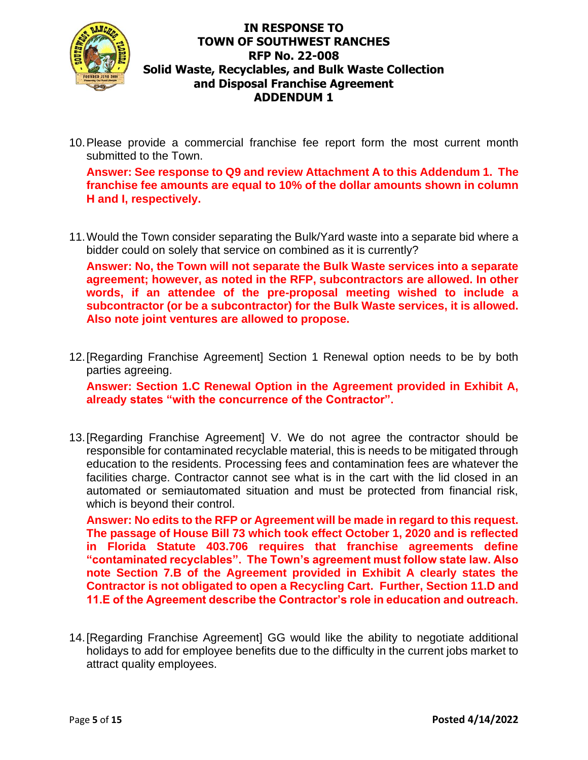10. Please provide a commercial franchise fee report form the most current month submitted to the Town.

    **Answer: See response to Q9 and review Attachment A to this Addendum 1. The franchise fee amounts are equal to 10% of the dollar amounts shown in column H and I, respectively.**

11. Would the Town consider separating the Bulk/Yard waste into a separate bid where a bidder could on solely that service on combined as it is currently?

    **Answer: No, the Town will not separate the Bulk Waste services into a separate agreement; however, as noted in the RFP, subcontractors are allowed. In other words, if an attendee of the pre-proposal meeting wished to include a subcontractor (or be a subcontractor) for the Bulk Waste services, it is allowed. Also note joint ventures are allowed to propose.**

12. [Regarding Franchise Agreement] Section 1 Renewal option needs to be by both parties agreeing.

    **Answer: Section 1.C Renewal Option in the Agreement provided in Exhibit A, already states "with the concurrence of the Contractor".**

13. [Regarding Franchise Agreement] V. We do not agree the contractor should be responsible for contaminated recyclable material, this is needs to be mitigated through education to the residents. Processing fees and contamination fees are whatever the facilities charge. Contractor cannot see what is in the cart with the lid closed in an automated or semiautomated situation and must be protected from financial risk, which is beyond their control.

    **Answer: No edits to the RFP or Agreement will be made in regard to this request. The passage of House Bill 73 which took effect October 1, 2020 and is reflected in Florida Statute 403.706 requires that franchise agreements define "contaminated recyclables". The Town's agreement must follow state law. Also note Section 7.B of the Agreement provided in Exhibit A clearly states the Contractor is not obligated to open a Recycling Cart. Further, Section 11.D and 11.E of the Agreement describe the Contractor's role in education and outreach.**

14. [Regarding Franchise Agreement] GG would like the ability to negotiate additional holidays to add for employee benefits due to the difficulty in the current jobs market to attract quality employees.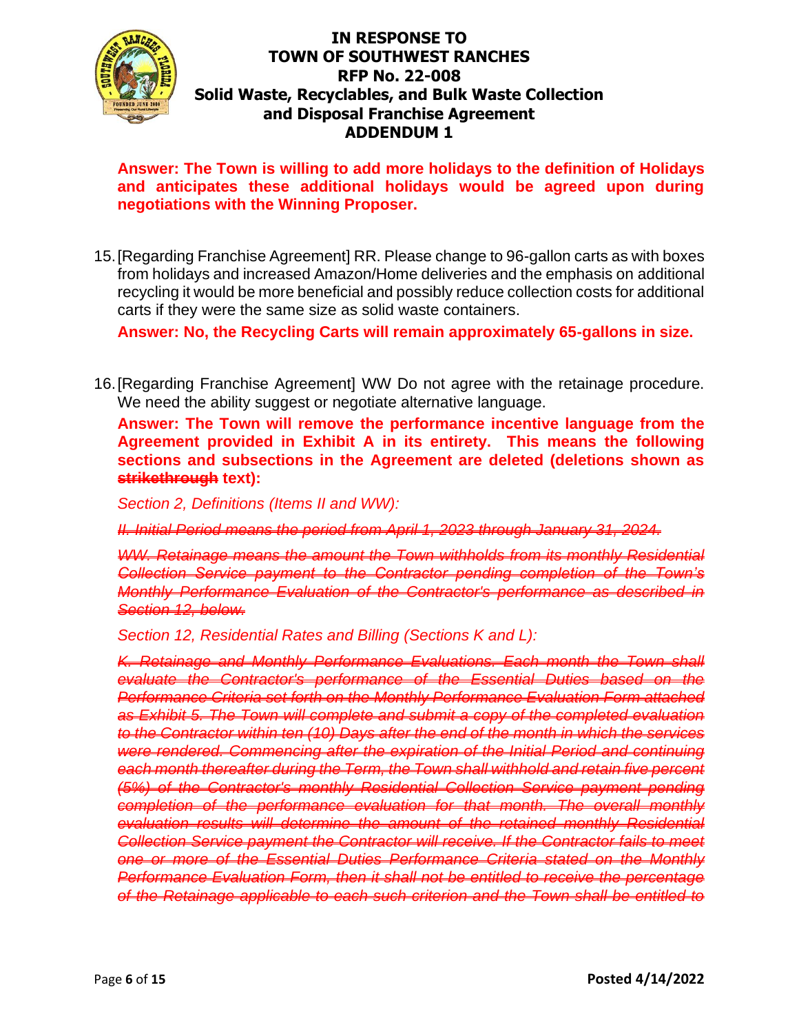**Answer: The Town is willing to add more holidays to the definition of Holidays and anticipates these additional holidays would be agreed upon during negotiations with the Winning Proposer.**

15. [Regarding Franchise Agreement] RR. Please change to 96-gallon carts as with boxes from holidays and increased Amazon/Home deliveries and the emphasis on additional recycling it would be more beneficial and possibly reduce collection costs for additional carts if they were the same size as solid waste containers.

    **Answer: No, the Recycling Carts will remain approximately 65-gallons in size.**

16. [Regarding Franchise Agreement] WW Do not agree with the retainage procedure. We need the ability suggest or negotiate alternative language.

    **Answer: The Town will remove the performance incentive language from the Agreement provided in Exhibit A in its entirety. This means the following sections and subsections in the Agreement are deleted (deletions shown as ~~strikethrough~~ text):**

    *Section 2, Definitions (Items II and WW):*

    *~~II. Initial Period means the period from April 1, 2023 through January 31, 2024.~~*

    *~~WW. Retainage means the amount the Town withholds from its monthly Residential Collection Service payment to the Contractor pending completion of the Town's Monthly Performance Evaluation of the Contractor's performance as described in Section 12, below.~~*

    *Section 12, Residential Rates and Billing (Sections K and L):*

    *~~K. Retainage and Monthly Performance Evaluations. Each month the Town shall evaluate the Contractor's performance of the Essential Duties based on the Performance Criteria set forth on the Monthly Performance Evaluation Form attached as Exhibit 5. The Town will complete and submit a copy of the completed evaluation to the Contractor within ten (10) Days after the end of the month in which the services were rendered. Commencing after the expiration of the Initial Period and continuing each month thereafter during the Term, the Town shall withhold and retain five percent (5%) of the Contractor's monthly Residential Collection Service payment pending completion of the performance evaluation for that month. The overall monthly evaluation results will determine the amount of the retained monthly Residential Collection Service payment the Contractor will receive. If the Contractor fails to meet one or more of the Essential Duties Performance Criteria stated on the Monthly Performance Evaluation Form, then it shall not be entitled to receive the percentage of the Retainage applicable to each such criterion and the Town shall be entitled to~~*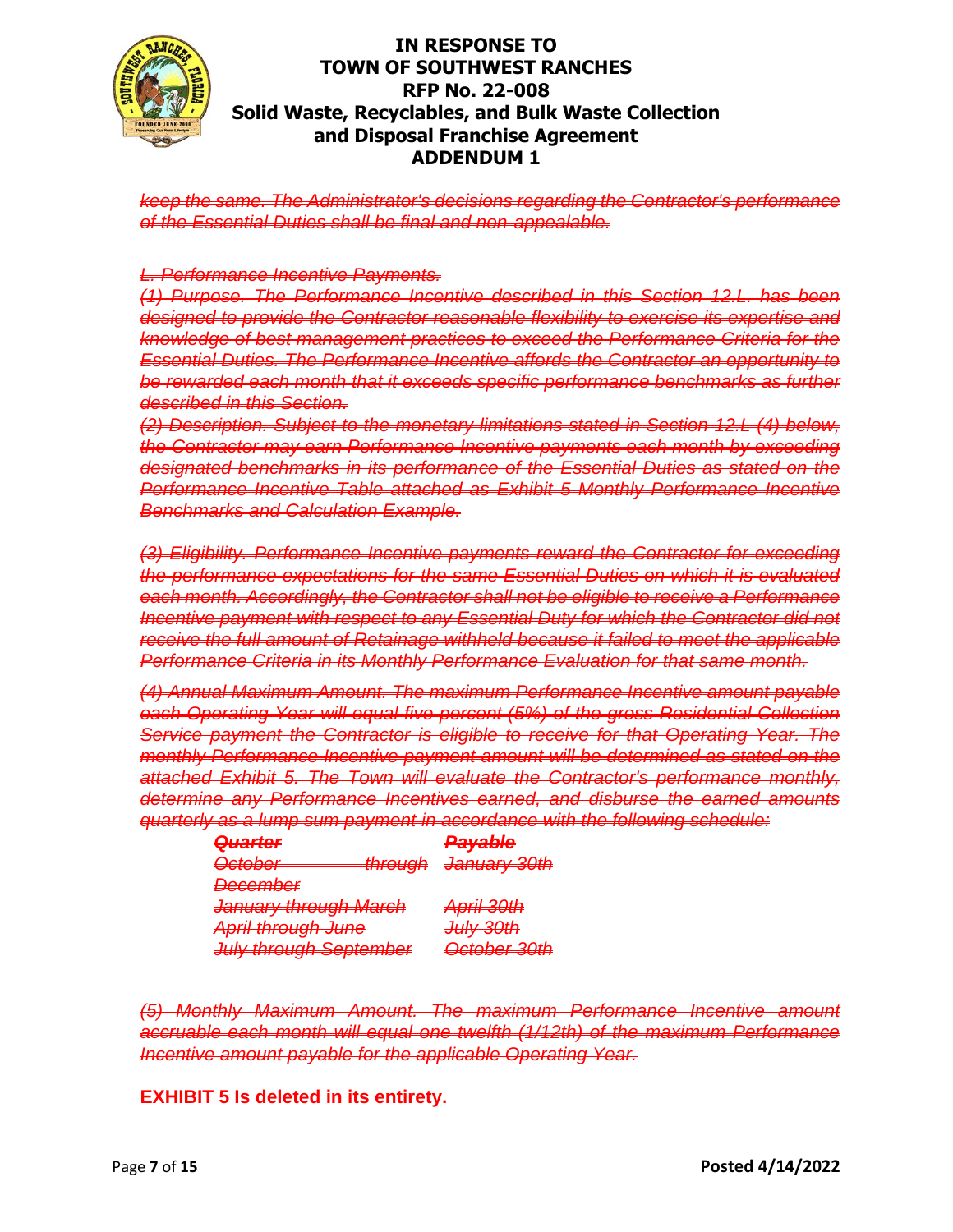~~*keep the same. The Administrator's decisions regarding the Contractor's performance of the Essential Duties shall be final and non-appealable.*~~

~~*L. Performance Incentive Payments.*~~

~~*(1) Purpose. The Performance Incentive described in this Section 12.L. has been designed to provide the Contractor reasonable flexibility to exercise its expertise and knowledge of best management practices to exceed the Performance Criteria for the Essential Duties. The Performance Incentive affords the Contractor an opportunity to be rewarded each month that it exceeds specific performance benchmarks as further described in this Section.*~~

~~*(2) Description. Subject to the monetary limitations stated in Section 12.L (4) below, the Contractor may earn Performance Incentive payments each month by exceeding designated benchmarks in its performance of the Essential Duties as stated on the Performance Incentive Table attached as Exhibit 5 Monthly Performance Incentive Benchmarks and Calculation Example.*~~

~~*(3) Eligibility. Performance Incentive payments reward the Contractor for exceeding the performance expectations for the same Essential Duties on which it is evaluated each month. Accordingly, the Contractor shall not be eligible to receive a Performance Incentive payment with respect to any Essential Duty for which the Contractor did not receive the full amount of Retainage withheld because it failed to meet the applicable Performance Criteria in its Monthly Performance Evaluation for that same month.*~~

~~*(4) Annual Maximum Amount. The maximum Performance Incentive amount payable each Operating Year will equal five percent (5%) of the gross Residential Collection Service payment the Contractor is eligible to receive for that Operating Year. The monthly Performance Incentive payment amount will be determined as stated on the attached Exhibit 5. The Town will evaluate the Contractor's performance monthly, determine any Performance Incentives earned, and disburse the earned amounts quarterly as a lump sum payment in accordance with the following schedule:*~~

| ~~***Quarter***~~ | ~~***Payable***~~ |
|---|---|
| ~~*October through December*~~ | ~~*January 30th*~~ |
| ~~*January through March*~~ | ~~*April 30th*~~ |
| ~~*April through June*~~ | ~~*July 30th*~~ |
| ~~*July through September*~~ | ~~*October 30th*~~ |

~~*(5) Monthly Maximum Amount. The maximum Performance Incentive amount accruable each month will equal one twelfth (1/12th) of the maximum Performance Incentive amount payable for the applicable Operating Year.*~~

**EXHIBIT 5 Is deleted in its entirety.**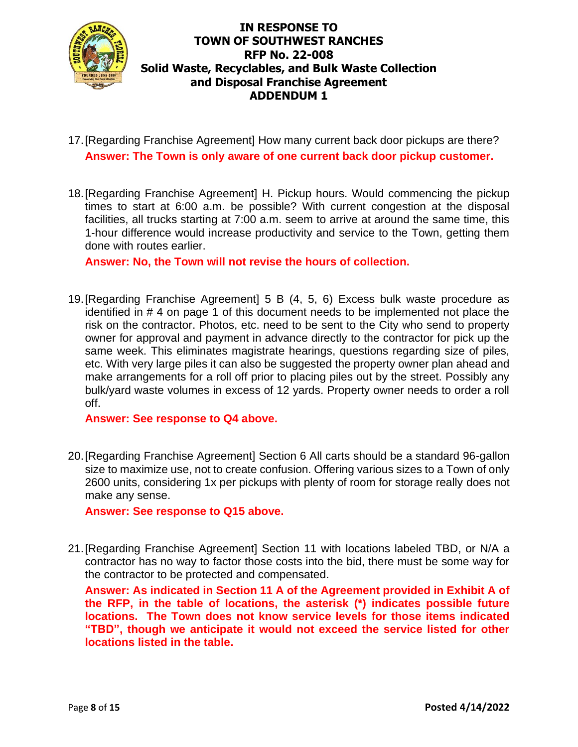17. [Regarding Franchise Agreement] How many current back door pickups are there?
**Answer: The Town is only aware of one current back door pickup customer.**

18. [Regarding Franchise Agreement] H. Pickup hours. Would commencing the pickup times to start at 6:00 a.m. be possible? With current congestion at the disposal facilities, all trucks starting at 7:00 a.m. seem to arrive at around the same time, this 1-hour difference would increase productivity and service to the Town, getting them done with routes earlier.
**Answer: No, the Town will not revise the hours of collection.**

19. [Regarding Franchise Agreement] 5 B (4, 5, 6) Excess bulk waste procedure as identified in # 4 on page 1 of this document needs to be implemented not place the risk on the contractor. Photos, etc. need to be sent to the City who send to property owner for approval and payment in advance directly to the contractor for pick up the same week. This eliminates magistrate hearings, questions regarding size of piles, etc. With very large piles it can also be suggested the property owner plan ahead and make arrangements for a roll off prior to placing piles out by the street. Possibly any bulk/yard waste volumes in excess of 12 yards. Property owner needs to order a roll off.
**Answer: See response to Q4 above.**

20. [Regarding Franchise Agreement] Section 6 All carts should be a standard 96-gallon size to maximize use, not to create confusion. Offering various sizes to a Town of only 2600 units, considering 1x per pickups with plenty of room for storage really does not make any sense.
**Answer: See response to Q15 above.**

21. [Regarding Franchise Agreement] Section 11 with locations labeled TBD, or N/A a contractor has no way to factor those costs into the bid, there must be some way for the contractor to be protected and compensated.
**Answer: As indicated in Section 11 A of the Agreement provided in Exhibit A of the RFP, in the table of locations, the asterisk (*) indicates possible future locations. The Town does not know service levels for those items indicated "TBD", though we anticipate it would not exceed the service listed for other locations listed in the table.**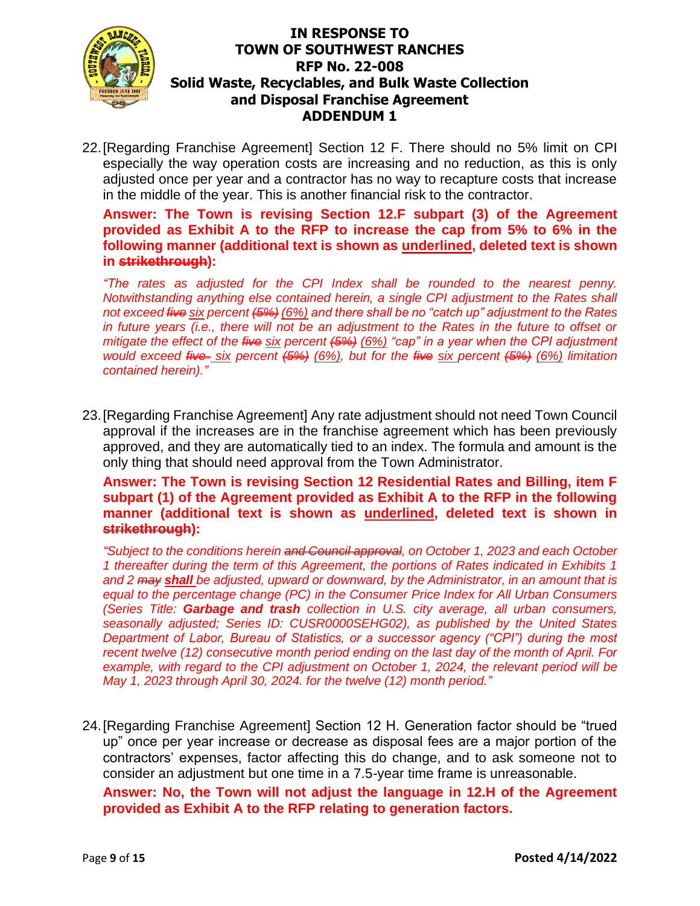22. [Regarding Franchise Agreement] Section 12 F. There should no 5% limit on CPI especially the way operation costs are increasing and no reduction, as this is only adjusted once per year and a contractor has no way to recapture costs that increase in the middle of the year. This is another financial risk to the contractor.

**Answer: The Town is revising Section 12.F subpart (3) of the Agreement provided as Exhibit A to the RFP to increase the cap from 5% to 6% in the following manner (additional text is shown as <u>underlined</u>, deleted text is shown in ~~strikethrough~~):**

*"The rates as adjusted for the CPI Index shall be rounded to the nearest penny. Notwithstanding anything else contained herein, a single CPI adjustment to the Rates shall not exceed ~~five~~ <u>six</u> percent ~~(5%)~~ <u>(6%)</u> and there shall be no "catch up" adjustment to the Rates in future years (i.e., there will not be an adjustment to the Rates in the future to offset or mitigate the effect of the ~~five~~ <u>six</u> percent ~~(5%)~~ <u>(6%)</u> "cap" in a year when the CPI adjustment would exceed ~~five~~ <u>six</u> percent ~~(5%)~~ <u>(6%)</u>, but for the ~~five~~ <u>six</u> percent ~~(5%)~~ <u>(6%)</u> limitation contained herein)."*

23. [Regarding Franchise Agreement] Any rate adjustment should not need Town Council approval if the increases are in the franchise agreement which has been previously approved, and they are automatically tied to an index. The formula and amount is the only thing that should need approval from the Town Administrator.

**Answer: The Town is revising Section 12 Residential Rates and Billing, item F subpart (1) of the Agreement provided as Exhibit A to the RFP in the following manner (additional text is shown as <u>underlined</u>, deleted text is shown in ~~strikethrough~~):**

*"Subject to the conditions herein ~~and Council approval~~, on October 1, 2023 and each October 1 thereafter during the term of this Agreement, the portions of Rates indicated in Exhibits 1 and 2 ~~may~~ **<u>shall</u>** be adjusted, upward or downward, by the Administrator, in an amount that is equal to the percentage change (PC) in the Consumer Price Index for All Urban Consumers (Series Title: **Garbage and trash** collection in U.S. city average, all urban consumers, seasonally adjusted; Series ID: CUSR0000SEHG02), as published by the United States Department of Labor, Bureau of Statistics, or a successor agency ("CPI") during the most recent twelve (12) consecutive month period ending on the last day of the month of April. For example, with regard to the CPI adjustment on October 1, 2024, the relevant period will be May 1, 2023 through April 30, 2024. for the twelve (12) month period."*

24. [Regarding Franchise Agreement] Section 12 H. Generation factor should be "trued up" once per year increase or decrease as disposal fees are a major portion of the contractors' expenses, factor affecting this do change, and to ask someone not to consider an adjustment but one time in a 7.5-year time frame is unreasonable.

**Answer: No, the Town will not adjust the language in 12.H of the Agreement provided as Exhibit A to the RFP relating to generation factors.**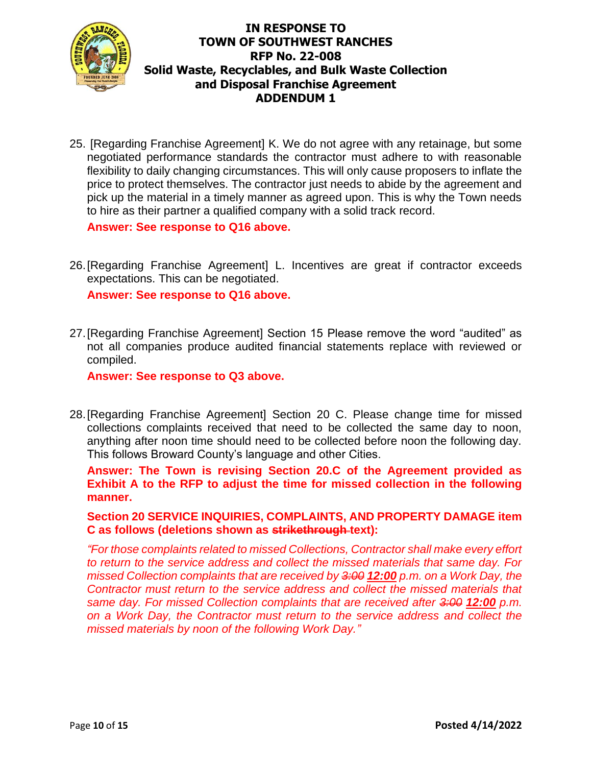25. [Regarding Franchise Agreement] K. We do not agree with any retainage, but some negotiated performance standards the contractor must adhere to with reasonable flexibility to daily changing circumstances. This will only cause proposers to inflate the price to protect themselves. The contractor just needs to abide by the agreement and pick up the material in a timely manner as agreed upon. This is why the Town needs to hire as their partner a qualified company with a solid track record.

    **Answer: See response to Q16 above.**

26. [Regarding Franchise Agreement] L. Incentives are great if contractor exceeds expectations. This can be negotiated.

    **Answer: See response to Q16 above.**

27. [Regarding Franchise Agreement] Section 15 Please remove the word "audited" as not all companies produce audited financial statements replace with reviewed or compiled.

    **Answer: See response to Q3 above.**

28. [Regarding Franchise Agreement] Section 20 C. Please change time for missed collections complaints received that need to be collected the same day to noon, anything after noon time should need to be collected before noon the following day. This follows Broward County's language and other Cities.

    **Answer: The Town is revising Section 20.C of the Agreement provided as Exhibit A to the RFP to adjust the time for missed collection in the following manner.**

    **Section 20 SERVICE INQUIRIES, COMPLAINTS, AND PROPERTY DAMAGE item C as follows (deletions shown as ~~strikethrough~~ text):**

    *"For those complaints related to missed Collections, Contractor shall make every effort to return to the service address and collect the missed materials that same day. For missed Collection complaints that are received by ~~3:00~~ **12:00** p.m. on a Work Day, the Contractor must return to the service address and collect the missed materials that same day. For missed Collection complaints that are received after ~~3:00~~ **12:00** p.m. on a Work Day, the Contractor must return to the service address and collect the missed materials by noon of the following Work Day."*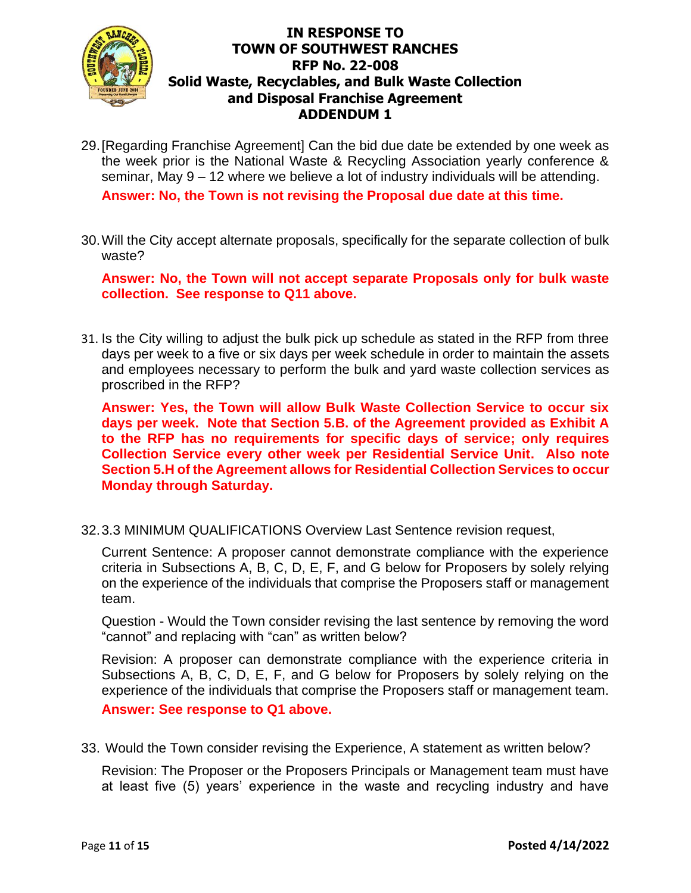29. [Regarding Franchise Agreement] Can the bid due date be extended by one week as the week prior is the National Waste & Recycling Association yearly conference & seminar, May 9 – 12 where we believe a lot of industry individuals will be attending.

    **Answer: No, the Town is not revising the Proposal due date at this time.**

30. Will the City accept alternate proposals, specifically for the separate collection of bulk waste?

    **Answer: No, the Town will not accept separate Proposals only for bulk waste collection. See response to Q11 above.**

31. Is the City willing to adjust the bulk pick up schedule as stated in the RFP from three days per week to a five or six days per week schedule in order to maintain the assets and employees necessary to perform the bulk and yard waste collection services as proscribed in the RFP?

    **Answer: Yes, the Town will allow Bulk Waste Collection Service to occur six days per week. Note that Section 5.B. of the Agreement provided as Exhibit A to the RFP has no requirements for specific days of service; only requires Collection Service every other week per Residential Service Unit. Also note Section 5.H of the Agreement allows for Residential Collection Services to occur Monday through Saturday.**

32. 3.3 MINIMUM QUALIFICATIONS Overview Last Sentence revision request,

    Current Sentence: A proposer cannot demonstrate compliance with the experience criteria in Subsections A, B, C, D, E, F, and G below for Proposers by solely relying on the experience of the individuals that comprise the Proposers staff or management team.

    Question - Would the Town consider revising the last sentence by removing the word "cannot" and replacing with "can" as written below?

    Revision: A proposer can demonstrate compliance with the experience criteria in Subsections A, B, C, D, E, F, and G below for Proposers by solely relying on the experience of the individuals that comprise the Proposers staff or management team.

    **Answer: See response to Q1 above.**

33. Would the Town consider revising the Experience, A statement as written below?

    Revision: The Proposer or the Proposers Principals or Management team must have at least five (5) years' experience in the waste and recycling industry and have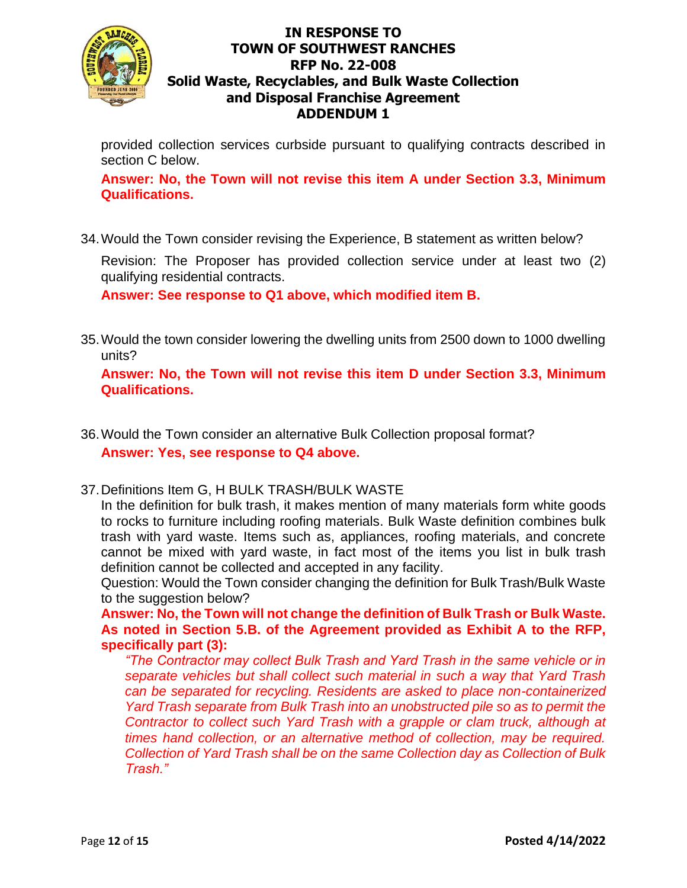provided collection services curbside pursuant to qualifying contracts described in section C below.

**Answer: No, the Town will not revise this item A under Section 3.3, Minimum Qualifications.**

34. Would the Town consider revising the Experience, B statement as written below?

    Revision: The Proposer has provided collection service under at least two (2) qualifying residential contracts.

    **Answer: See response to Q1 above, which modified item B.**

35. Would the town consider lowering the dwelling units from 2500 down to 1000 dwelling units?

    **Answer: No, the Town will not revise this item D under Section 3.3, Minimum Qualifications.**

36. Would the Town consider an alternative Bulk Collection proposal format?

    **Answer: Yes, see response to Q4 above.**

37. Definitions Item G, H BULK TRASH/BULK WASTE

    In the definition for bulk trash, it makes mention of many materials form white goods to rocks to furniture including roofing materials. Bulk Waste definition combines bulk trash with yard waste. Items such as, appliances, roofing materials, and concrete cannot be mixed with yard waste, in fact most of the items you list in bulk trash definition cannot be collected and accepted in any facility.

    Question: Would the Town consider changing the definition for Bulk Trash/Bulk Waste to the suggestion below?

    **Answer: No, the Town will not change the definition of Bulk Trash or Bulk Waste. As noted in Section 5.B. of the Agreement provided as Exhibit A to the RFP, specifically part (3):**

    > *"The Contractor may collect Bulk Trash and Yard Trash in the same vehicle or in separate vehicles but shall collect such material in such a way that Yard Trash can be separated for recycling. Residents are asked to place non-containerized Yard Trash separate from Bulk Trash into an unobstructed pile so as to permit the Contractor to collect such Yard Trash with a grapple or clam truck, although at times hand collection, or an alternative method of collection, may be required. Collection of Yard Trash shall be on the same Collection day as Collection of Bulk Trash."*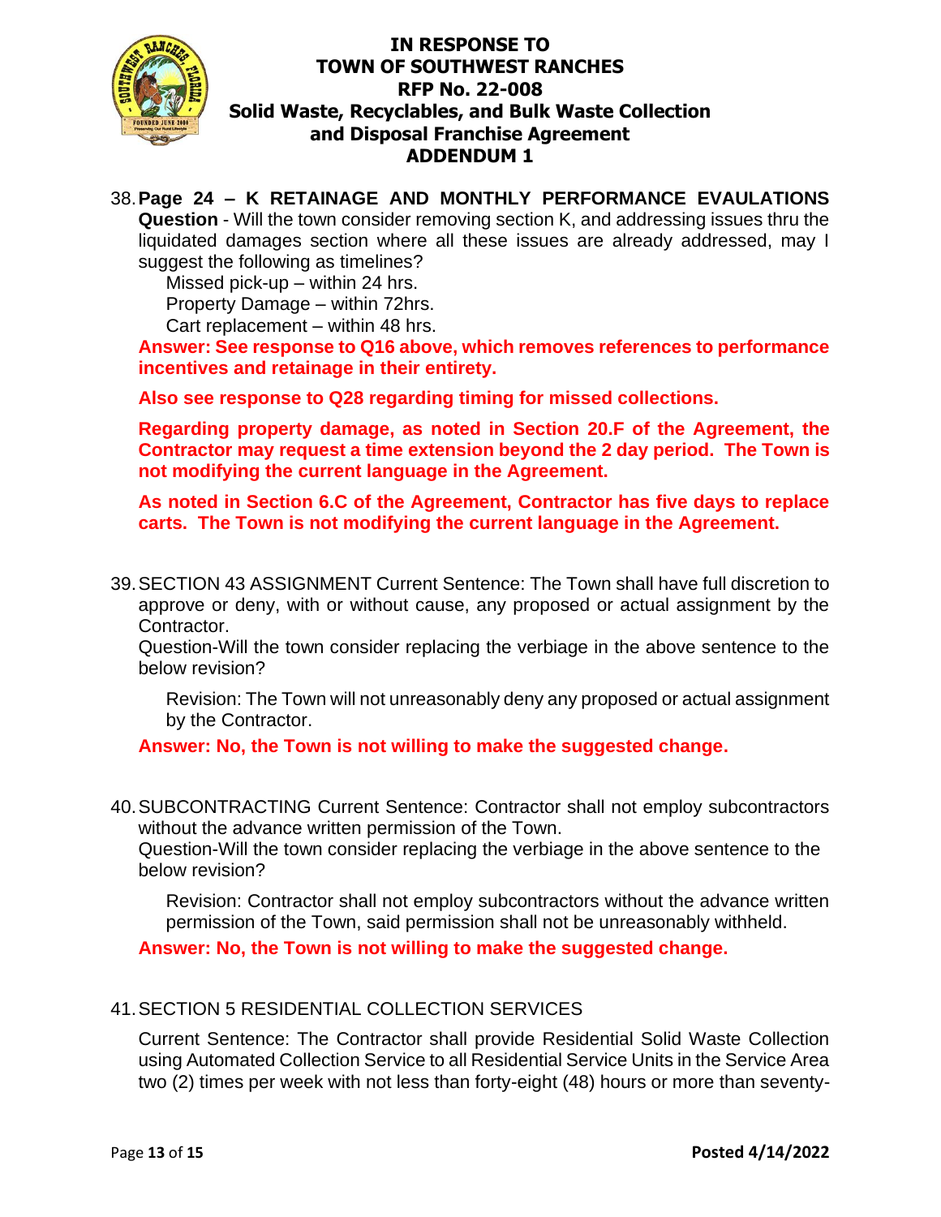38. **Page 24 – K RETAINAGE AND MONTHLY PERFORMANCE EVAULATIONS Question** - Will the town consider removing section K, and addressing issues thru the liquidated damages section where all these issues are already addressed, may I suggest the following as timelines?

    Missed pick-up – within 24 hrs.
    Property Damage – within 72hrs.
    Cart replacement – within 48 hrs.

    **Answer: See response to Q16 above, which removes references to performance incentives and retainage in their entirety.**

    **Also see response to Q28 regarding timing for missed collections.**

    **Regarding property damage, as noted in Section 20.F of the Agreement, the Contractor may request a time extension beyond the 2 day period. The Town is not modifying the current language in the Agreement.**

    **As noted in Section 6.C of the Agreement, Contractor has five days to replace carts. The Town is not modifying the current language in the Agreement.**

39. SECTION 43 ASSIGNMENT Current Sentence: The Town shall have full discretion to approve or deny, with or without cause, any proposed or actual assignment by the Contractor.

    Question-Will the town consider replacing the verbiage in the above sentence to the below revision?

    Revision: The Town will not unreasonably deny any proposed or actual assignment by the Contractor.

    **Answer: No, the Town is not willing to make the suggested change.**

40. SUBCONTRACTING Current Sentence: Contractor shall not employ subcontractors without the advance written permission of the Town.

    Question-Will the town consider replacing the verbiage in the above sentence to the below revision?

    Revision: Contractor shall not employ subcontractors without the advance written permission of the Town, said permission shall not be unreasonably withheld.

    **Answer: No, the Town is not willing to make the suggested change.**

41. SECTION 5 RESIDENTIAL COLLECTION SERVICES

    Current Sentence: The Contractor shall provide Residential Solid Waste Collection using Automated Collection Service to all Residential Service Units in the Service Area two (2) times per week with not less than forty-eight (48) hours or more than seventy-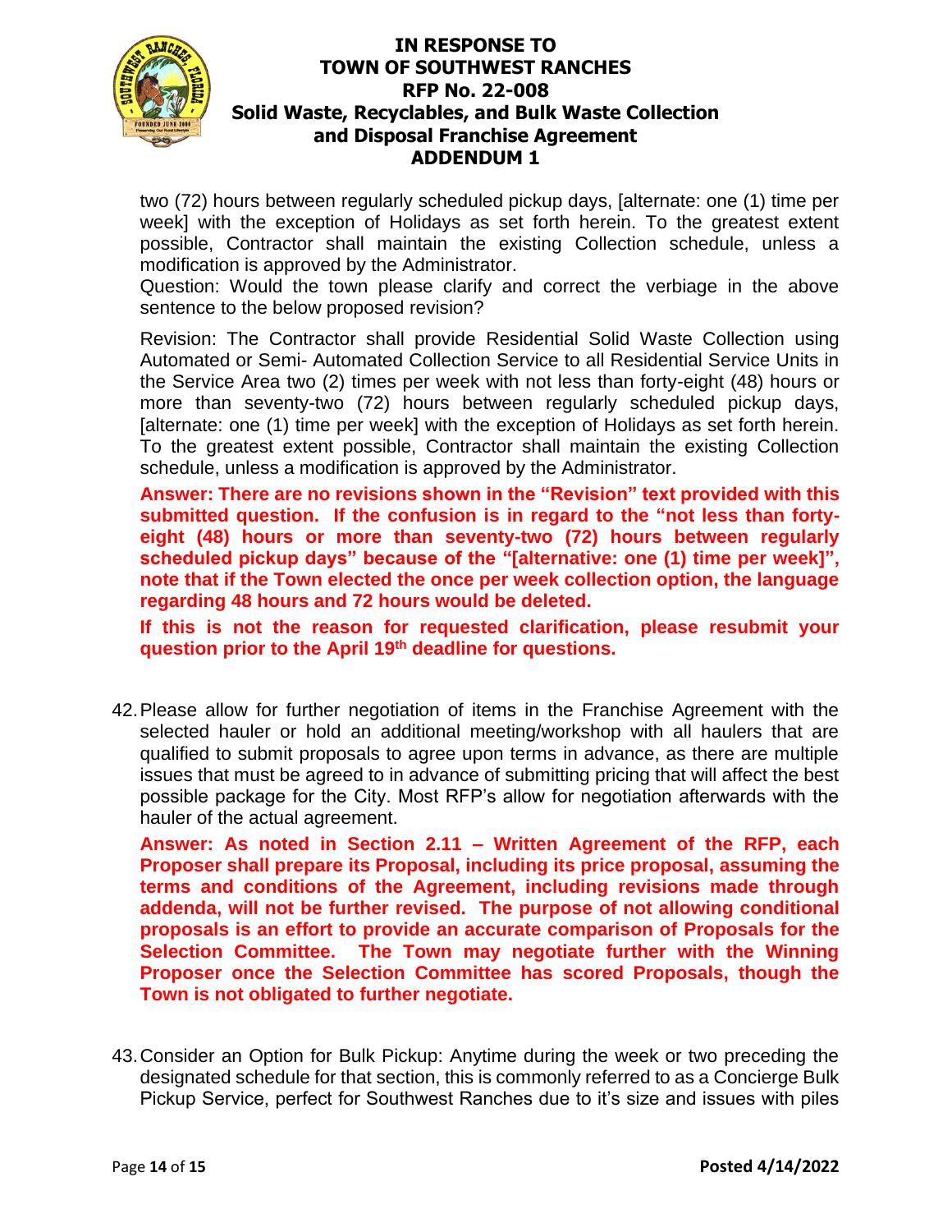two (72) hours between regularly scheduled pickup days, [alternate: one (1) time per week] with the exception of Holidays as set forth herein. To the greatest extent possible, Contractor shall maintain the existing Collection schedule, unless a modification is approved by the Administrator.

Question: Would the town please clarify and correct the verbiage in the above sentence to the below proposed revision?

Revision: The Contractor shall provide Residential Solid Waste Collection using Automated or Semi- Automated Collection Service to all Residential Service Units in the Service Area two (2) times per week with not less than forty-eight (48) hours or more than seventy-two (72) hours between regularly scheduled pickup days, [alternate: one (1) time per week] with the exception of Holidays as set forth herein. To the greatest extent possible, Contractor shall maintain the existing Collection schedule, unless a modification is approved by the Administrator.

**Answer: There are no revisions shown in the "Revision" text provided with this submitted question. If the confusion is in regard to the "not less than forty-eight (48) hours or more than seventy-two (72) hours between regularly scheduled pickup days" because of the "[alternative: one (1) time per week]", note that if the Town elected the once per week collection option, the language regarding 48 hours and 72 hours would be deleted.**

**If this is not the reason for requested clarification, please resubmit your question prior to the April 19th deadline for questions.**

42. Please allow for further negotiation of items in the Franchise Agreement with the selected hauler or hold an additional meeting/workshop with all haulers that are qualified to submit proposals to agree upon terms in advance, as there are multiple issues that must be agreed to in advance of submitting pricing that will affect the best possible package for the City. Most RFP's allow for negotiation afterwards with the hauler of the actual agreement.

    **Answer: As noted in Section 2.11 – Written Agreement of the RFP, each Proposer shall prepare its Proposal, including its price proposal, assuming the terms and conditions of the Agreement, including revisions made through addenda, will not be further revised. The purpose of not allowing conditional proposals is an effort to provide an accurate comparison of Proposals for the Selection Committee. The Town may negotiate further with the Winning Proposer once the Selection Committee has scored Proposals, though the Town is not obligated to further negotiate.**

43. Consider an Option for Bulk Pickup: Anytime during the week or two preceding the designated schedule for that section, this is commonly referred to as a Concierge Bulk Pickup Service, perfect for Southwest Ranches due to it's size and issues with piles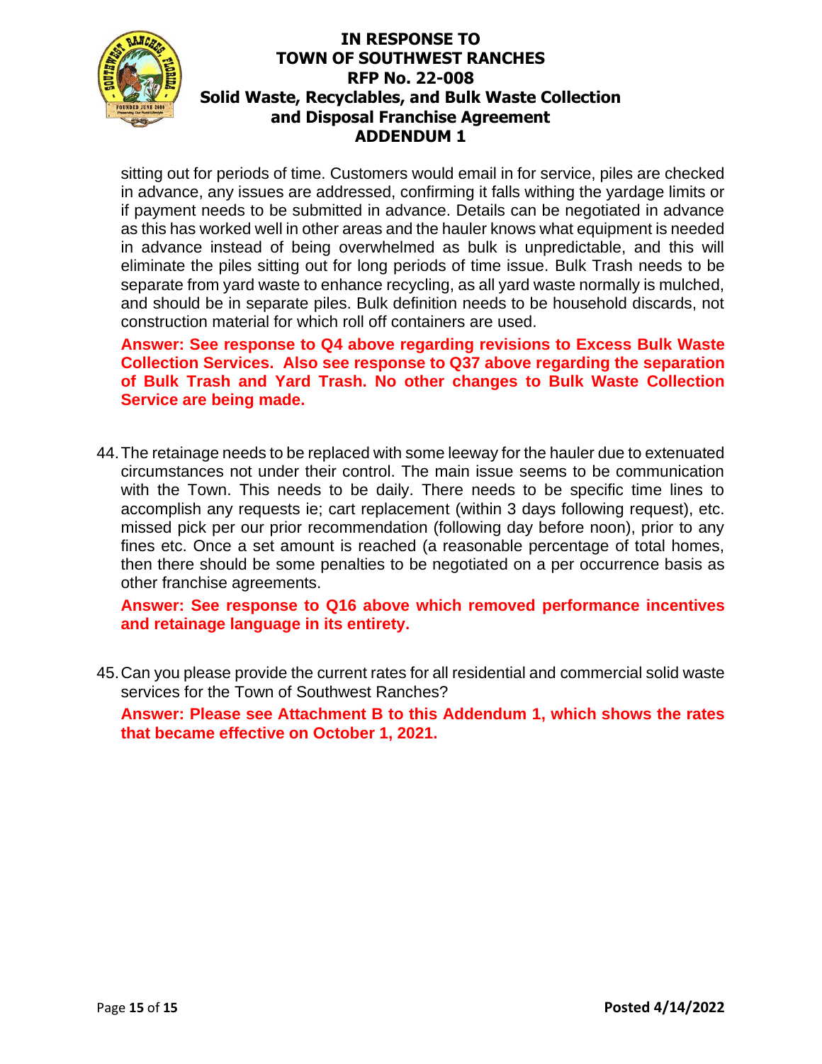sitting out for periods of time. Customers would email in for service, piles are checked in advance, any issues are addressed, confirming it falls withing the yardage limits or if payment needs to be submitted in advance. Details can be negotiated in advance as this has worked well in other areas and the hauler knows what equipment is needed in advance instead of being overwhelmed as bulk is unpredictable, and this will eliminate the piles sitting out for long periods of time issue. Bulk Trash needs to be separate from yard waste to enhance recycling, as all yard waste normally is mulched, and should be in separate piles. Bulk definition needs to be household discards, not construction material for which roll off containers are used.

**Answer: See response to Q4 above regarding revisions to Excess Bulk Waste Collection Services. Also see response to Q37 above regarding the separation of Bulk Trash and Yard Trash. No other changes to Bulk Waste Collection Service are being made.**

44. The retainage needs to be replaced with some leeway for the hauler due to extenuated circumstances not under their control. The main issue seems to be communication with the Town. This needs to be daily. There needs to be specific time lines to accomplish any requests ie; cart replacement (within 3 days following request), etc. missed pick per our prior recommendation (following day before noon), prior to any fines etc. Once a set amount is reached (a reasonable percentage of total homes, then there should be some penalties to be negotiated on a per occurrence basis as other franchise agreements.

    **Answer: See response to Q16 above which removed performance incentives and retainage language in its entirety.**

45. Can you please provide the current rates for all residential and commercial solid waste services for the Town of Southwest Ranches?

    **Answer: Please see Attachment B to this Addendum 1, which shows the rates that became effective on October 1, 2021.**